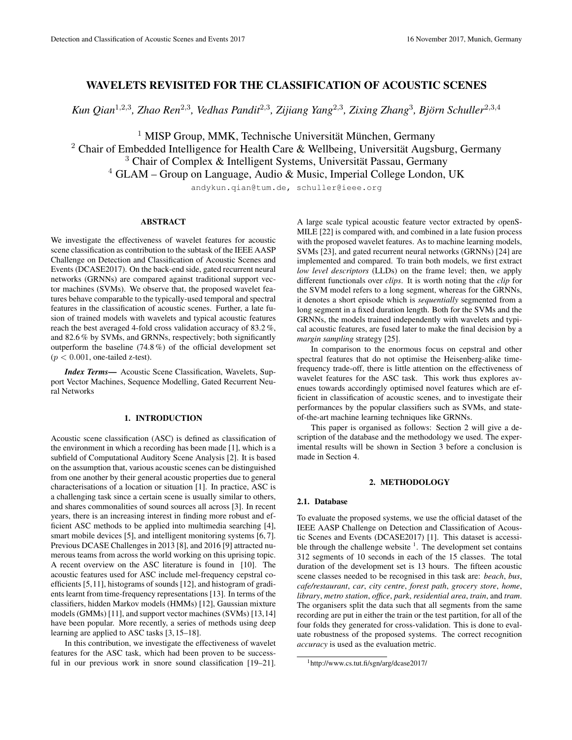# WAVELETS REVISITED FOR THE CLASSIFICATION OF ACOUSTIC SCENES

*Kun Qian[1,2,3], Zhao Ren[2,3], Vedhas Pandit[2,3], Zijiang Yang[2,3], Zixing Zhang[3], Björn Schuller[2,3,4]*

[1] MISP Group, MMK, Technische Universität München, Germany
[2] Chair of Embedded Intelligence for Health Care & Wellbeing, Universität Augsburg, Germany
[3] Chair of Complex & Intelligent Systems, Universität Passau, Germany
[4] GLAM – Group on Language, Audio & Music, Imperial College London, UK

andykun.qian@tum.de, schuller@ieee.org

## ABSTRACT

We investigate the effectiveness of wavelet features for acoustic scene classification as contribution to the subtask of the IEEE AASP Challenge on Detection and Classification of Acoustic Scenes and Events (DCASE2017). On the back-end side, gated recurrent neural networks (GRNNs) are compared against traditional support vector machines (SVMs). We observe that, the proposed wavelet features behave comparable to the typically-used temporal and spectral features in the classification of acoustic scenes. Further, a late fusion of trained models with wavelets and typical acoustic features reach the best averaged 4-fold cross validation accuracy of 83.2 %, and 82.6 % by SVMs, and GRNNs, respectively; both significantly outperform the baseline (74.8 %) of the official development set ($p < 0.001$, one-tailed z-test).

***Index Terms—*** Acoustic Scene Classification, Wavelets, Support Vector Machines, Sequence Modelling, Gated Recurrent Neural Networks

## 1. INTRODUCTION

Acoustic scene classification (ASC) is defined as classification of the environment in which a recording has been made [1], which is a subfield of Computational Auditory Scene Analysis [2]. It is based on the assumption that, various acoustic scenes can be distinguished from one another by their general acoustic properties due to general characterisations of a location or situation [1]. In practice, ASC is a challenging task since a certain scene is usually similar to others, and shares commonalities of sound sources all across [3]. In recent years, there is an increasing interest in finding more robust and efficient ASC methods to be applied into multimedia searching [4], smart mobile devices [5], and intelligent monitoring systems [6, 7]. Previous DCASE Challenges in 2013 [8], and 2016 [9] attracted numerous teams from across the world working on this uprising topic. A recent overview on the ASC literature is found in [10]. The acoustic features used for ASC include mel-frequency cepstral coefficients [5,11], histograms of sounds [12], and histogram of gradients learnt from time-frequency representations [13]. In terms of the classifiers, hidden Markov models (HMMs) [12], Gaussian mixture models (GMMs) [11], and support vector machines (SVMs) [13,14] have been popular. More recently, a series of methods using deep learning are applied to ASC tasks [3, 15–18].

In this contribution, we investigate the effectiveness of wavelet features for the ASC task, which had been proven to be successful in our previous work in snore sound classification [19–21]. A large scale typical acoustic feature vector extracted by openSMILE [22] is compared with, and combined in a late fusion process with the proposed wavelet features. As to machine learning models, SVMs [23], and gated recurrent neural networks (GRNNs) [24] are implemented and compared. To train both models, we first extract *low level descriptors* (LLDs) on the frame level; then, we apply different functionals over *clips*. It is worth noting that the *clip* for the SVM model refers to a long segment, whereas for the GRNNs, it denotes a short episode which is *sequentially* segmented from a long segment in a fixed duration length. Both for the SVMs and the GRNNs, the models trained independently with wavelets and typical acoustic features, are fused later to make the final decision by a *margin sampling* strategy [25].

In comparison to the enormous focus on cepstral and other spectral features that do not optimise the Heisenberg-alike time-frequency trade-off, there is little attention on the effectiveness of wavelet features for the ASC task. This work thus explores avenues towards accordingly optimised novel features which are efficient in classification of acoustic scenes, and to investigate their performances by the popular classifiers such as SVMs, and state-of-the-art machine learning techniques like GRNNs.

This paper is organised as follows: Section 2 will give a description of the database and the methodology we used. The experimental results will be shown in Section 3 before a conclusion is made in Section 4.

## 2. METHODOLOGY

### 2.1. Database

To evaluate the proposed systems, we use the official dataset of the IEEE AASP Challenge on Detection and Classification of Acoustic Scenes and Events (DCASE2017) [1]. This dataset is accessible through the challenge website [1]. The development set contains 312 segments of 10 seconds in each of the 15 classes. The total duration of the development set is 13 hours. The fifteen acoustic scene classes needed to be recognised in this task are: *beach*, *bus*, *cafe/restaurant*, *car*, *city centre*, *forest path*, *grocery store*, *home*, *library*, *metro station*, *office*, *park*, *residential area*, *train*, and *tram*. The organisers split the data such that all segments from the same recording are put in either the train or the test partition, for all of the four folds they generated for cross-validation. This is done to evaluate robustness of the proposed systems. The correct recognition *accuracy* is used as the evaluation metric.

[1] http://www.cs.tut.fi/sgn/arg/dcase2017/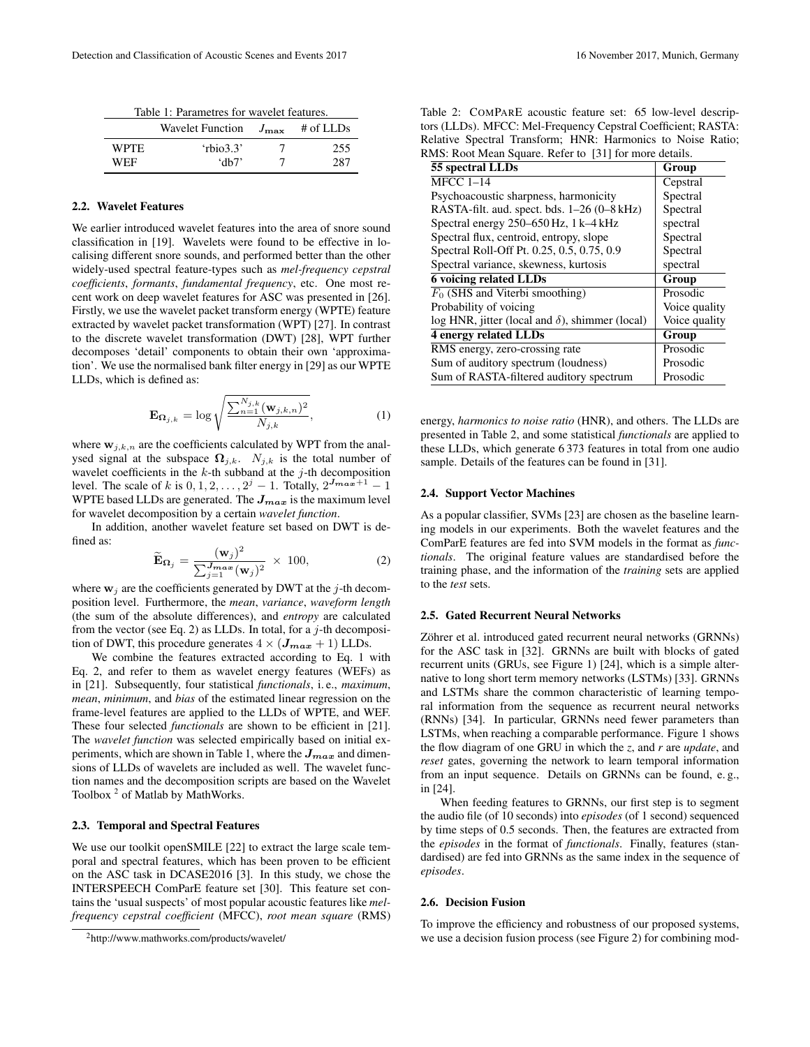Table 1: Parametres for wavelet features.

| | Wavelet Function | $J_{\mathbf{max}}$ | # of LLDs |
|---|---|---|---|
| WPTE | 'rbio3.3' | 7 | 255 |
| WEF | 'db7' | 7 | 287 |

### 2.2. Wavelet Features

We earlier introduced wavelet features into the area of snore sound classification in [19]. Wavelets were found to be effective in localising different snore sounds, and performed better than the other widely-used spectral feature-types such as *mel-frequency cepstral coefficients*, *formants*, *fundamental frequency*, etc. One most recent work on deep wavelet features for ASC was presented in [26]. Firstly, we use the wavelet packet transform energy (WPTE) feature extracted by wavelet packet transformation (WPT) [27]. In contrast to the discrete wavelet transformation (DWT) [28], WPT further decomposes 'detail' components to obtain their own 'approximation'. We use the normalised bank filter energy in [29] as our WPTE LLDs, which is defined as:

$$\mathbf{E}_{\mathbf{\Omega}_{j,k}} = \log \sqrt{\frac{\sum_{n=1}^{N_{j,k}} (\mathbf{w}_{j,k,n})^2}{N_{j,k}}}, \tag{1}$$

where $\mathbf{w}_{j,k,n}$ are the coefficients calculated by WPT from the analysed signal at the subspace $\mathbf{\Omega}_{j,k}$. $N_{j,k}$ is the total number of wavelet coefficients in the $k$-th subband at the $j$-th decomposition level. The scale of $k$ is $0, 1, 2, \ldots, 2^j - 1$. Totally, $2^{\boldsymbol{J_{max}}+1} - 1$ WPTE based LLDs are generated. The $\boldsymbol{J_{max}}$ is the maximum level for wavelet decomposition by a certain *wavelet function*.

In addition, another wavelet feature set based on DWT is defined as:

$$\widetilde{\mathbf{E}}_{\mathbf{\Omega}_j} = \frac{(\mathbf{w}_j)^2}{\sum_{j=1}^{\boldsymbol{J_{max}}} (\mathbf{w}_j)^2} \times 100, \tag{2}$$

where $\mathbf{w}_j$ are the coefficients generated by DWT at the $j$-th decomposition level. Furthermore, the *mean*, *variance*, *waveform length* (the sum of the absolute differences), and *entropy* are calculated from the vector (see Eq. 2) as LLDs. In total, for a $j$-th decomposition of DWT, this procedure generates $4 \times (\boldsymbol{J_{max}} + 1)$ LLDs.

We combine the features extracted according to Eq. 1 with Eq. 2, and refer to them as wavelet energy features (WEFs) as in [21]. Subsequently, four statistical *functionals*, i. e., *maximum*, *mean*, *minimum*, and *bias* of the estimated linear regression on the frame-level features are applied to the LLDs of WPTE, and WEF. These four selected *functionals* are shown to be efficient in [21]. The *wavelet function* was selected empirically based on initial experiments, which are shown in Table 1, where the $\boldsymbol{J_{max}}$ and dimensions of LLDs of wavelets are included as well. The wavelet function names and the decomposition scripts are based on the Wavelet Toolbox [2] of Matlab by MathWorks.

### 2.3. Temporal and Spectral Features

We use our toolkit openSMILE [22] to extract the large scale temporal and spectral features, which has been proven to be efficient on the ASC task in DCASE2016 [3]. In this study, we chose the INTERSPEECH ComParE feature set [30]. This feature set contains the 'usual suspects' of most popular acoustic features like *mel-frequency cepstral coefficient* (MFCC), *root mean square* (RMS) energy, *harmonics to noise ratio* (HNR), and others. The LLDs are presented in Table 2, and some statistical *functionals* are applied to these LLDs, which generate 6 373 features in total from one audio sample. Details of the features can be found in [31].

[2] http://www.mathworks.com/products/wavelet/

Table 2: ComParE acoustic feature set: 65 low-level descriptors (LLDs). MFCC: Mel-Frequency Cepstral Coefficient; RASTA: Relative Spectral Transform; HNR: Harmonics to Noise Ratio; RMS: Root Mean Square. Refer to [31] for more details.

| **55 spectral LLDs** | **Group** |
|---|---|
| MFCC 1–14 | Cepstral |
| Psychoacoustic sharpness, harmonicity | Spectral |
| RASTA-filt. aud. spect. bds. 1–26 (0–8 kHz) | Spectral |
| Spectral energy 250–650 Hz, 1 k–4 kHz | spectral |
| Spectral flux, centroid, entropy, slope | Spectral |
| Spectral Roll-Off Pt. 0.25, 0.5, 0.75, 0.9 | Spectral |
| Spectral variance, skewness, kurtosis | spectral |
| **6 voicing related LLDs** | **Group** |
| $F_0$ (SHS and Viterbi smoothing) | Prosodic |
| Probability of voicing | Voice quality |
| log HNR, jitter (local and $\delta$), shimmer (local) | Voice quality |
| **4 energy related LLDs** | **Group** |
| RMS energy, zero-crossing rate | Prosodic |
| Sum of auditory spectrum (loudness) | Prosodic |
| Sum of RASTA-filtered auditory spectrum | Prosodic |

### 2.4. Support Vector Machines

As a popular classifier, SVMs [23] are chosen as the baseline learning models in our experiments. Both the wavelet features and the ComParE features are fed into SVM models in the format as *functionals*. The original feature values are standardised before the training phase, and the information of the *training* sets are applied to the *test* sets.

### 2.5. Gated Recurrent Neural Networks

Zöhrer et al. introduced gated recurrent neural networks (GRNNs) for the ASC task in [32]. GRNNs are built with blocks of gated recurrent units (GRUs, see Figure 1) [24], which is a simple alternative to long short term memory networks (LSTMs) [33]. GRNNs and LSTMs share the common characteristic of learning temporal information from the sequence as recurrent neural networks (RNNs) [34]. In particular, GRNNs need fewer parameters than LSTMs, when reaching a comparable performance. Figure 1 shows the flow diagram of one GRU in which the *z*, and *r* are *update*, and *reset* gates, governing the network to learn temporal information from an input sequence. Details on GRNNs can be found, e. g., in [24].

When feeding features to GRNNs, our first step is to segment the audio file (of 10 seconds) into *episodes* (of 1 second) sequenced by time steps of 0.5 seconds. Then, the features are extracted from the *episodes* in the format of *functionals*. Finally, features (standardised) are fed into GRNNs as the same index in the sequence of *episodes*.

### 2.6. Decision Fusion

To improve the efficiency and robustness of our proposed systems, we use a decision fusion process (see Figure 2) for combining mod-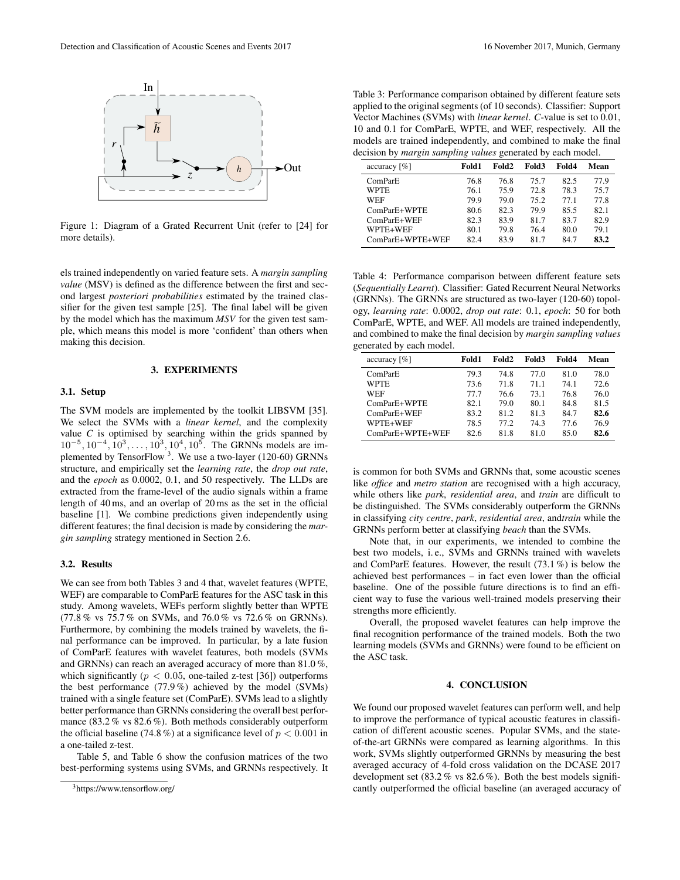Figure 1: Diagram of a Grated Recurrent Unit (refer to [24] for more details).

els trained independently on varied feature sets. A *margin sampling value* (MSV) is defined as the difference between the first and second largest *posteriori probabilities* estimated by the trained classifier for the given test sample [25]. The final label will be given by the model which has the maximum *MSV* for the given test sample, which means this model is more 'confident' than others when making this decision.

## 3. EXPERIMENTS

### 3.1. Setup

The SVM models are implemented by the toolkit LIBSVM [35]. We select the SVMs with a *linear kernel*, and the complexity value *C* is optimised by searching within the grids spanned by $10^{-5}, 10^{-4}, 10^{3}, \ldots, 10^{3}, 10^{4}, 10^{5}$. The GRNNs models are implemented by TensorFlow [3]. We use a two-layer (120-60) GRNNs structure, and empirically set the *learning rate*, the *drop out rate*, and the *epoch* as 0.0002, 0.1, and 50 respectively. The LLDs are extracted from the frame-level of the audio signals within a frame length of 40 ms, and an overlap of 20 ms as the set in the official baseline [1]. We combine predictions given independently using different features; the final decision is made by considering the *margin sampling* strategy mentioned in Section 2.6.

### 3.2. Results

We can see from both Tables 3 and 4 that, wavelet features (WPTE, WEF) are comparable to ComParE features for the ASC task in this study. Among wavelets, WEFs perform slightly better than WPTE (77.8 % vs 75.7 % on SVMs, and 76.0 % vs 72.6 % on GRNNs). Furthermore, by combining the models trained by wavelets, the final performance can be improved. In particular, by a late fusion of ComParE features with wavelet features, both models (SVMs and GRNNs) can reach an averaged accuracy of more than 81.0 %, which significantly ($p < 0.05$, one-tailed z-test [36]) outperforms the best performance (77.9 %) achieved by the model (SVMs) trained with a single feature set (ComParE). SVMs lead to a slightly better performance than GRNNs considering the overall best performance (83.2 % vs 82.6 %). Both methods considerably outperform the official baseline (74.8 %) at a significance level of $p < 0.001$ in a one-tailed z-test.

Table 5, and Table 6 show the confusion matrices of the two best-performing systems using SVMs, and GRNNs respectively. It is common for both SVMs and GRNNs that, some acoustic scenes like *office* and *metro station* are recognised with a high accuracy, while others like *park*, *residential area*, and *train* are difficult to be distinguished. The SVMs considerably outperform the GRNNs in classifying *city centre*, *park*, *residential area*, and*train* while the GRNNs perform better at classifying *beach* than the SVMs.

Note that, in our experiments, we intended to combine the best two models, i. e., SVMs and GRNNs trained with wavelets and ComParE features. However, the result (73.1 %) is below the achieved best performances – in fact even lower than the official baseline. One of the possible future directions is to find an efficient way to fuse the various well-trained models preserving their strengths more efficiently.

Overall, the proposed wavelet features can help improve the final recognition performance of the trained models. Both the two learning models (SVMs and GRNNs) were found to be efficient on the ASC task.

Table 3: Performance comparison obtained by different feature sets applied to the original segments (of 10 seconds). Classifier: Support Vector Machines (SVMs) with *linear kernel*. *C*-value is set to 0.01, 10 and 0.1 for ComParE, WPTE, and WEF, respectively. All the models are trained independently, and combined to make the final decision by *margin sampling values* generated by each model.

| accuracy [%] | **Fold1** | **Fold2** | **Fold3** | **Fold4** | **Mean** |
|---|---|---|---|---|---|
| ComParE | 76.8 | 76.8 | 75.7 | 82.5 | 77.9 |
| WPTE | 76.1 | 75.9 | 72.8 | 78.3 | 75.7 |
| WEF | 79.9 | 79.0 | 75.2 | 77.1 | 77.8 |
| ComParE+WPTE | 80.6 | 82.3 | 79.9 | 85.5 | 82.1 |
| ComParE+WEF | 82.3 | 83.9 | 81.7 | 83.7 | 82.9 |
| WPTE+WEF | 80.1 | 79.8 | 76.4 | 80.0 | 79.1 |
| ComParE+WPTE+WEF | 82.4 | 83.9 | 81.7 | 84.7 | **83.2** |

Table 4: Performance comparison between different feature sets (*Sequentially Learnt*). Classifier: Gated Recurrent Neural Networks (GRNNs). The GRNNs are structured as two-layer (120-60) topology, *learning rate*: 0.0002, *drop out rate*: 0.1, *epoch*: 50 for both ComParE, WPTE, and WEF. All models are trained independently, and combined to make the final decision by *margin sampling values* generated by each model.

| accuracy [%] | **Fold1** | **Fold2** | **Fold3** | **Fold4** | **Mean** |
|---|---|---|---|---|---|
| ComParE | 79.3 | 74.8 | 77.0 | 81.0 | 78.0 |
| WPTE | 73.6 | 71.8 | 71.1 | 74.1 | 72.6 |
| WEF | 77.7 | 76.6 | 73.1 | 76.8 | 76.0 |
| ComParE+WPTE | 82.1 | 79.0 | 80.1 | 84.8 | 81.5 |
| ComParE+WEF | 83.2 | 81.2 | 81.3 | 84.7 | **82.6** |
| WPTE+WEF | 78.5 | 77.2 | 74.3 | 77.6 | 76.9 |
| ComParE+WPTE+WEF | 82.6 | 81.8 | 81.0 | 85.0 | **82.6** |

## 4. CONCLUSION

We found our proposed wavelet features can perform well, and help to improve the performance of typical acoustic features in classification of different acoustic scenes. Popular SVMs, and the state-of-the-art GRNNs were compared as learning algorithms. In this work, SVMs slightly outperformed GRNNs by measuring the best averaged accuracy of 4-fold cross validation on the DCASE 2017 development set (83.2 % vs 82.6 %). Both the best models significantly outperformed the official baseline (an averaged accuracy of

[3] https://www.tensorflow.org/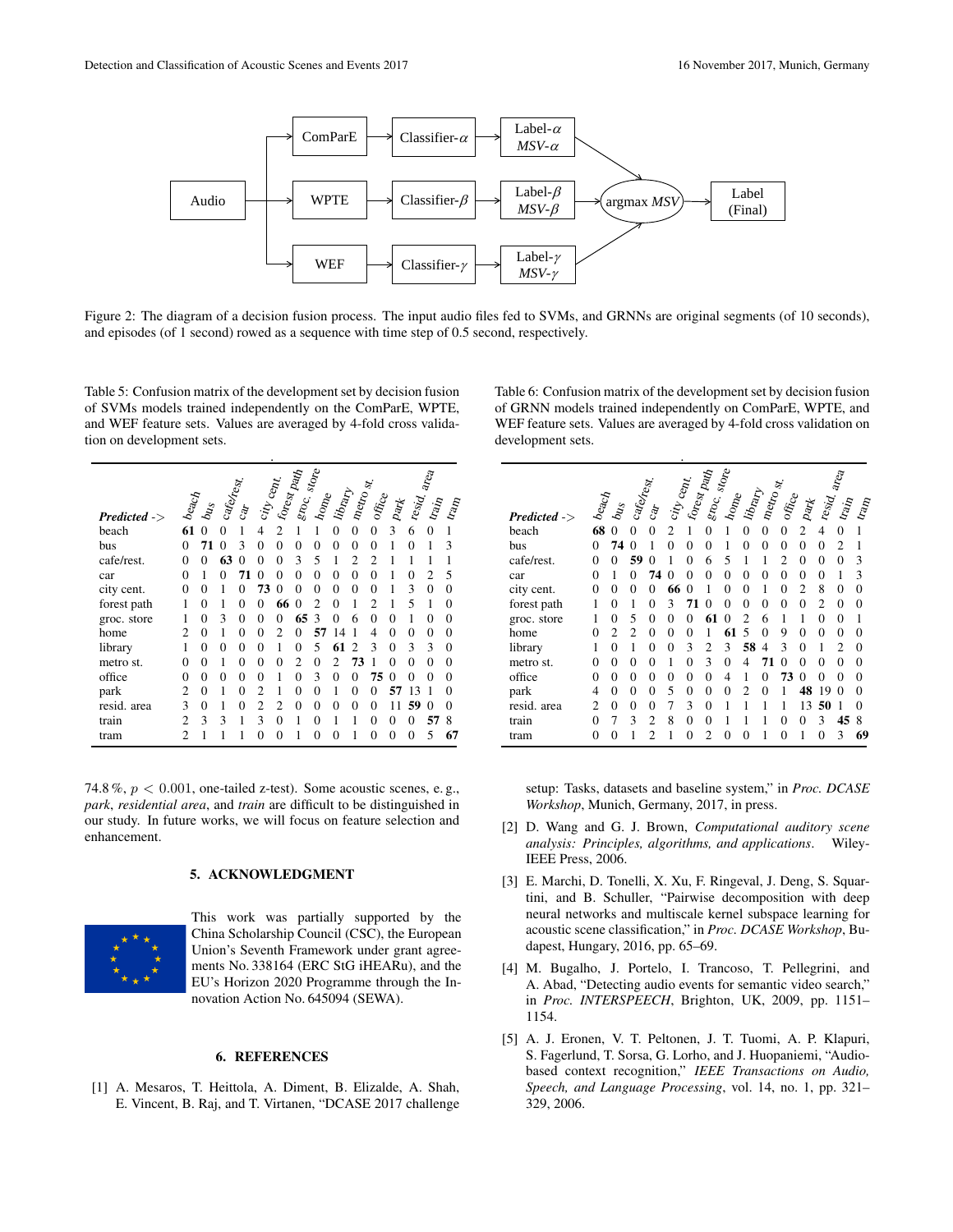Figure 2: The diagram of a decision fusion process. The input audio files fed to SVMs, and GRNNs are original segments (of 10 seconds), and episodes (of 1 second) rowed as a sequence with time step of 0.5 second, respectively.

Table 5: Confusion matrix of the development set by decision fusion of SVMs models trained independently on the ComParE, WPTE, and WEF feature sets. Values are averaged by 4-fold cross validation on development sets.

| ***Predicted ->*** | *beach* | *bus* | *cafe/rest.* | *car* | *city cent.* | *forest path* | *groc. store* | *home* | *library* | *metro st.* | *office* | *park* | *resid. area* | *train* | *tram* |
|---|---|---|---|---|---|---|---|---|---|---|---|---|---|---|---|
| beach | **61** | 0 | 0 | 1 | 4 | 2 | 1 | 1 | 0 | 0 | 0 | 3 | 6 | 0 | 1 |
| bus | 0 | **71** | 0 | 3 | 0 | 0 | 0 | 0 | 0 | 0 | 0 | 1 | 0 | 1 | 3 |
| cafe/rest. | 0 | 0 | **63** | 0 | 0 | 0 | 3 | 5 | 1 | 2 | 2 | 1 | 1 | 1 | 1 |
| car | 0 | 1 | 0 | **71** | 0 | 0 | 0 | 0 | 0 | 0 | 0 | 1 | 0 | 2 | 5 |
| city cent. | 0 | 0 | 1 | 0 | **73** | 0 | 0 | 0 | 0 | 0 | 0 | 1 | 3 | 0 | 0 |
| forest path | 1 | 0 | 1 | 0 | 0 | **66** | 0 | 2 | 0 | 1 | 2 | 1 | 5 | 1 | 0 |
| groc. store | 1 | 0 | 3 | 0 | 0 | 0 | **65** | 3 | 0 | 6 | 0 | 0 | 1 | 0 | 0 |
| home | 2 | 0 | 1 | 0 | 0 | 2 | 0 | **57** | 14 | 1 | 4 | 0 | 0 | 0 | 0 |
| library | 1 | 0 | 0 | 0 | 0 | 1 | 0 | 5 | **61** | 2 | 3 | 0 | 3 | 3 | 0 |
| metro st. | 0 | 0 | 1 | 0 | 0 | 0 | 2 | 0 | 2 | **73** | 1 | 0 | 0 | 0 | 0 |
| office | 0 | 0 | 0 | 0 | 0 | 1 | 0 | 3 | 0 | 0 | **75** | 0 | 0 | 0 | 0 |
| park | 2 | 0 | 1 | 0 | 2 | 1 | 0 | 0 | 1 | 0 | 0 | **57** | 13 | 1 | 0 |
| resid. area | 3 | 0 | 1 | 0 | 2 | 2 | 0 | 0 | 0 | 0 | 0 | 11 | **59** | 0 | 0 |
| train | 2 | 3 | 3 | 1 | 3 | 0 | 1 | 0 | 1 | 1 | 0 | 0 | 0 | **57** | 8 |
| tram | 2 | 1 | 1 | 1 | 0 | 0 | 1 | 0 | 0 | 1 | 0 | 0 | 0 | 5 | **67** |

Table 6: Confusion matrix of the development set by decision fusion of GRNN models trained independently on ComParE, WPTE, and WEF feature sets. Values are averaged by 4-fold cross validation on development sets.

| ***Predicted ->*** | *beach* | *bus* | *cafe/rest.* | *car* | *city cent.* | *forest path* | *groc. store* | *home* | *library* | *metro st.* | *office* | *park* | *resid. area* | *train* | *tram* |
|---|---|---|---|---|---|---|---|---|---|---|---|---|---|---|---|
| beach | **68** | 0 | 0 | 0 | 2 | 1 | 0 | 1 | 0 | 0 | 0 | 2 | 4 | 0 | 1 |
| bus | 0 | **74** | 0 | 1 | 0 | 0 | 0 | 1 | 0 | 0 | 0 | 0 | 0 | 2 | 1 |
| cafe/rest. | 0 | 0 | **59** | 0 | 1 | 0 | 6 | 5 | 1 | 1 | 2 | 0 | 0 | 0 | 3 |
| car | 0 | 1 | 0 | **74** | 0 | 0 | 0 | 0 | 0 | 0 | 0 | 0 | 0 | 1 | 3 |
| city cent. | 0 | 0 | 0 | 0 | **66** | 0 | 1 | 0 | 0 | 1 | 0 | 2 | 8 | 0 | 0 |
| forest path | 1 | 0 | 1 | 0 | 3 | **71** | 0 | 0 | 0 | 0 | 0 | 0 | 2 | 0 | 0 |
| groc. store | 1 | 0 | 5 | 0 | 0 | 0 | **61** | 0 | 2 | 6 | 1 | 1 | 0 | 0 | 1 |
| home | 0 | 2 | 2 | 0 | 0 | 0 | 1 | **61** | 5 | 0 | 9 | 0 | 0 | 0 | 0 |
| library | 1 | 0 | 1 | 0 | 0 | 3 | 2 | 3 | **58** | 4 | 3 | 0 | 1 | 2 | 0 |
| metro st. | 0 | 0 | 0 | 0 | 1 | 0 | 3 | 0 | 4 | **71** | 0 | 0 | 0 | 0 | 0 |
| office | 0 | 0 | 0 | 0 | 0 | 0 | 0 | 4 | 1 | 0 | **73** | 0 | 0 | 0 | 0 |
| park | 4 | 0 | 0 | 0 | 5 | 0 | 0 | 0 | 2 | 0 | 1 | **48** | 19 | 0 | 0 |
| resid. area | 2 | 0 | 0 | 0 | 7 | 3 | 0 | 1 | 1 | 1 | 1 | 13 | **50** | 1 | 0 |
| train | 0 | 7 | 3 | 2 | 8 | 0 | 0 | 1 | 1 | 1 | 0 | 0 | 3 | **45** | 8 |
| tram | 0 | 0 | 1 | 2 | 1 | 0 | 2 | 0 | 0 | 1 | 0 | 1 | 0 | 3 | **69** |

74.8 %, $p < 0.001$, one-tailed z-test). Some acoustic scenes, e. g., *park*, *residential area*, and *train* are difficult to be distinguished in our study. In future works, we will focus on feature selection and enhancement.

## 5. ACKNOWLEDGMENT

This work was partially supported by the China Scholarship Council (CSC), the European Union's Seventh Framework under grant agreements No. 338164 (ERC StG iHEARu), and the EU's Horizon 2020 Programme through the Innovation Action No. 645094 (SEWA).

## 6. REFERENCES

[1] A. Mesaros, T. Heittola, A. Diment, B. Elizalde, A. Shah, E. Vincent, B. Raj, and T. Virtanen, "DCASE 2017 challenge setup: Tasks, datasets and baseline system," in *Proc. DCASE Workshop*, Munich, Germany, 2017, in press.

[2] D. Wang and G. J. Brown, *Computational auditory scene analysis: Principles, algorithms, and applications*. Wiley-IEEE Press, 2006.

[3] E. Marchi, D. Tonelli, X. Xu, F. Ringeval, J. Deng, S. Squartini, and B. Schuller, "Pairwise decomposition with deep neural networks and multiscale kernel subspace learning for acoustic scene classification," in *Proc. DCASE Workshop*, Budapest, Hungary, 2016, pp. 65–69.

[4] M. Bugalho, J. Portelo, I. Trancoso, T. Pellegrini, and A. Abad, "Detecting audio events for semantic video search," in *Proc. INTERSPEECH*, Brighton, UK, 2009, pp. 1151–1154.

[5] A. J. Eronen, V. T. Peltonen, J. T. Tuomi, A. P. Klapuri, S. Fagerlund, T. Sorsa, G. Lorho, and J. Huopaniemi, "Audio-based context recognition," *IEEE Transactions on Audio, Speech, and Language Processing*, vol. 14, no. 1, pp. 321–329, 2006.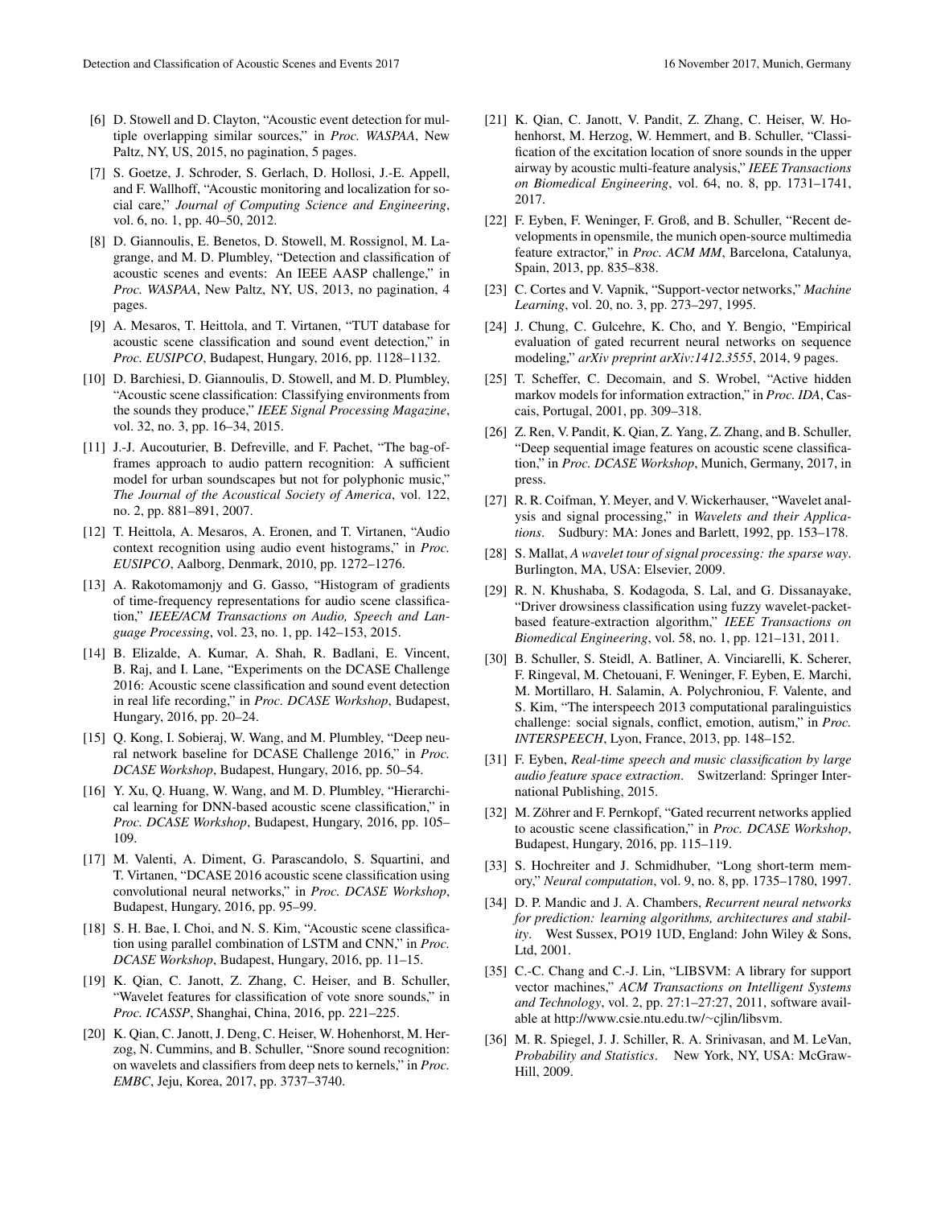[6] D. Stowell and D. Clayton, "Acoustic event detection for multiple overlapping similar sources," in *Proc. WASPAA*, New Paltz, NY, US, 2015, no pagination, 5 pages.

[7] S. Goetze, J. Schroder, S. Gerlach, D. Hollosi, J.-E. Appell, and F. Wallhoff, "Acoustic monitoring and localization for social care," *Journal of Computing Science and Engineering*, vol. 6, no. 1, pp. 40–50, 2012.

[8] D. Giannoulis, E. Benetos, D. Stowell, M. Rossignol, M. Lagrange, and M. D. Plumbley, "Detection and classification of acoustic scenes and events: An IEEE AASP challenge," in *Proc. WASPAA*, New Paltz, NY, US, 2013, no pagination, 4 pages.

[9] A. Mesaros, T. Heittola, and T. Virtanen, "TUT database for acoustic scene classification and sound event detection," in *Proc. EUSIPCO*, Budapest, Hungary, 2016, pp. 1128–1132.

[10] D. Barchiesi, D. Giannoulis, D. Stowell, and M. D. Plumbley, "Acoustic scene classification: Classifying environments from the sounds they produce," *IEEE Signal Processing Magazine*, vol. 32, no. 3, pp. 16–34, 2015.

[11] J.-J. Aucouturier, B. Defreville, and F. Pachet, "The bag-of-frames approach to audio pattern recognition: A sufficient model for urban soundscapes but not for polyphonic music," *The Journal of the Acoustical Society of America*, vol. 122, no. 2, pp. 881–891, 2007.

[12] T. Heittola, A. Mesaros, A. Eronen, and T. Virtanen, "Audio context recognition using audio event histograms," in *Proc. EUSIPCO*, Aalborg, Denmark, 2010, pp. 1272–1276.

[13] A. Rakotomamonjy and G. Gasso, "Histogram of gradients of time-frequency representations for audio scene classification," *IEEE/ACM Transactions on Audio, Speech and Language Processing*, vol. 23, no. 1, pp. 142–153, 2015.

[14] B. Elizalde, A. Kumar, A. Shah, R. Badlani, E. Vincent, B. Raj, and I. Lane, "Experiments on the DCASE Challenge 2016: Acoustic scene classification and sound event detection in real life recording," in *Proc. DCASE Workshop*, Budapest, Hungary, 2016, pp. 20–24.

[15] Q. Kong, I. Sobieraj, W. Wang, and M. Plumbley, "Deep neural network baseline for DCASE Challenge 2016," in *Proc. DCASE Workshop*, Budapest, Hungary, 2016, pp. 50–54.

[16] Y. Xu, Q. Huang, W. Wang, and M. D. Plumbley, "Hierarchical learning for DNN-based acoustic scene classification," in *Proc. DCASE Workshop*, Budapest, Hungary, 2016, pp. 105–109.

[17] M. Valenti, A. Diment, G. Parascandolo, S. Squartini, and T. Virtanen, "DCASE 2016 acoustic scene classification using convolutional neural networks," in *Proc. DCASE Workshop*, Budapest, Hungary, 2016, pp. 95–99.

[18] S. H. Bae, I. Choi, and N. S. Kim, "Acoustic scene classification using parallel combination of LSTM and CNN," in *Proc. DCASE Workshop*, Budapest, Hungary, 2016, pp. 11–15.

[19] K. Qian, C. Janott, Z. Zhang, C. Heiser, and B. Schuller, "Wavelet features for classification of vote snore sounds," in *Proc. ICASSP*, Shanghai, China, 2016, pp. 221–225.

[20] K. Qian, C. Janott, J. Deng, C. Heiser, W. Hohenhorst, M. Herzog, N. Cummins, and B. Schuller, "Snore sound recognition: on wavelets and classifiers from deep nets to kernels," in *Proc. EMBC*, Jeju, Korea, 2017, pp. 3737–3740.

[21] K. Qian, C. Janott, V. Pandit, Z. Zhang, C. Heiser, W. Hohenhorst, M. Herzog, W. Hemmert, and B. Schuller, "Classification of the excitation location of snore sounds in the upper airway by acoustic multi-feature analysis," *IEEE Transactions on Biomedical Engineering*, vol. 64, no. 8, pp. 1731–1741, 2017.

[22] F. Eyben, F. Weninger, F. Groß, and B. Schuller, "Recent developments in opensmile, the munich open-source multimedia feature extractor," in *Proc. ACM MM*, Barcelona, Catalunya, Spain, 2013, pp. 835–838.

[23] C. Cortes and V. Vapnik, "Support-vector networks," *Machine Learning*, vol. 20, no. 3, pp. 273–297, 1995.

[24] J. Chung, C. Gulcehre, K. Cho, and Y. Bengio, "Empirical evaluation of gated recurrent neural networks on sequence modeling," *arXiv preprint arXiv:1412.3555*, 2014, 9 pages.

[25] T. Scheffer, C. Decomain, and S. Wrobel, "Active hidden markov models for information extraction," in *Proc. IDA*, Cascais, Portugal, 2001, pp. 309–318.

[26] Z. Ren, V. Pandit, K. Qian, Z. Yang, Z. Zhang, and B. Schuller, "Deep sequential image features on acoustic scene classification," in *Proc. DCASE Workshop*, Munich, Germany, 2017, in press.

[27] R. R. Coifman, Y. Meyer, and V. Wickerhauser, "Wavelet analysis and signal processing," in *Wavelets and their Applications*. Sudbury: MA: Jones and Barlett, 1992, pp. 153–178.

[28] S. Mallat, *A wavelet tour of signal processing: the sparse way*. Burlington, MA, USA: Elsevier, 2009.

[29] R. N. Khushaba, S. Kodagoda, S. Lal, and G. Dissanayake, "Driver drowsiness classification using fuzzy wavelet-packet-based feature-extraction algorithm," *IEEE Transactions on Biomedical Engineering*, vol. 58, no. 1, pp. 121–131, 2011.

[30] B. Schuller, S. Steidl, A. Batliner, A. Vinciarelli, K. Scherer, F. Ringeval, M. Chetouani, F. Weninger, F. Eyben, E. Marchi, M. Mortillaro, H. Salamin, A. Polychroniou, F. Valente, and S. Kim, "The interspeech 2013 computational paralinguistics challenge: social signals, conflict, emotion, autism," in *Proc. INTERSPEECH*, Lyon, France, 2013, pp. 148–152.

[31] F. Eyben, *Real-time speech and music classification by large audio feature space extraction*. Switzerland: Springer International Publishing, 2015.

[32] M. Zöhrer and F. Pernkopf, "Gated recurrent networks applied to acoustic scene classification," in *Proc. DCASE Workshop*, Budapest, Hungary, 2016, pp. 115–119.

[33] S. Hochreiter and J. Schmidhuber, "Long short-term memory," *Neural computation*, vol. 9, no. 8, pp. 1735–1780, 1997.

[34] D. P. Mandic and J. A. Chambers, *Recurrent neural networks for prediction: learning algorithms, architectures and stability*. West Sussex, PO19 1UD, England: John Wiley & Sons, Ltd, 2001.

[35] C.-C. Chang and C.-J. Lin, "LIBSVM: A library for support vector machines," *ACM Transactions on Intelligent Systems and Technology*, vol. 2, pp. 27:1–27:27, 2011, software available at http://www.csie.ntu.edu.tw/~cjlin/libsvm.

[36] M. R. Spiegel, J. J. Schiller, R. A. Srinivasan, and M. LeVan, *Probability and Statistics*. New York, NY, USA: McGraw-Hill, 2009.